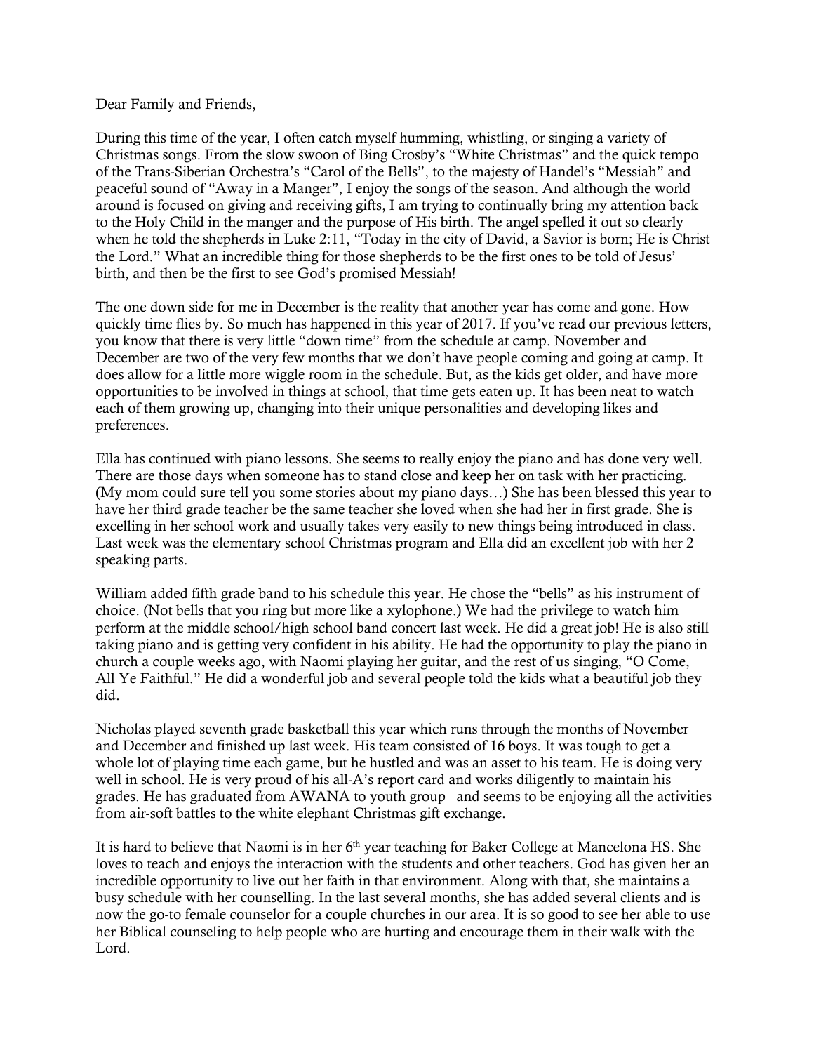Dear Family and Friends,

During this time of the year, I often catch myself humming, whistling, or singing a variety of Christmas songs. From the slow swoon of Bing Crosby's "White Christmas" and the quick tempo of the Trans-Siberian Orchestra's "Carol of the Bells", to the majesty of Handel's "Messiah" and peaceful sound of "Away in a Manger", I enjoy the songs of the season. And although the world around is focused on giving and receiving gifts, I am trying to continually bring my attention back to the Holy Child in the manger and the purpose of His birth. The angel spelled it out so clearly when he told the shepherds in Luke 2:11, "Today in the city of David, a Savior is born; He is Christ the Lord." What an incredible thing for those shepherds to be the first ones to be told of Jesus' birth, and then be the first to see God's promised Messiah!

The one down side for me in December is the reality that another year has come and gone. How quickly time flies by. So much has happened in this year of 2017. If you've read our previous letters, you know that there is very little "down time" from the schedule at camp. November and December are two of the very few months that we don't have people coming and going at camp. It does allow for a little more wiggle room in the schedule. But, as the kids get older, and have more opportunities to be involved in things at school, that time gets eaten up. It has been neat to watch each of them growing up, changing into their unique personalities and developing likes and preferences.

Ella has continued with piano lessons. She seems to really enjoy the piano and has done very well. There are those days when someone has to stand close and keep her on task with her practicing. (My mom could sure tell you some stories about my piano days…) She has been blessed this year to have her third grade teacher be the same teacher she loved when she had her in first grade. She is excelling in her school work and usually takes very easily to new things being introduced in class. Last week was the elementary school Christmas program and Ella did an excellent job with her 2 speaking parts.

William added fifth grade band to his schedule this year. He chose the "bells" as his instrument of choice. (Not bells that you ring but more like a xylophone.) We had the privilege to watch him perform at the middle school/high school band concert last week. He did a great job! He is also still taking piano and is getting very confident in his ability. He had the opportunity to play the piano in church a couple weeks ago, with Naomi playing her guitar, and the rest of us singing, "O Come, All Ye Faithful." He did a wonderful job and several people told the kids what a beautiful job they did.

Nicholas played seventh grade basketball this year which runs through the months of November and December and finished up last week. His team consisted of 16 boys. It was tough to get a whole lot of playing time each game, but he hustled and was an asset to his team. He is doing very well in school. He is very proud of his all-A's report card and works diligently to maintain his grades. He has graduated from AWANA to youth group and seems to be enjoying all the activities from air-soft battles to the white elephant Christmas gift exchange.

It is hard to believe that Naomi is in her 6th year teaching for Baker College at Mancelona HS. She loves to teach and enjoys the interaction with the students and other teachers. God has given her an incredible opportunity to live out her faith in that environment. Along with that, she maintains a busy schedule with her counselling. In the last several months, she has added several clients and is now the go-to female counselor for a couple churches in our area. It is so good to see her able to use her Biblical counseling to help people who are hurting and encourage them in their walk with the Lord.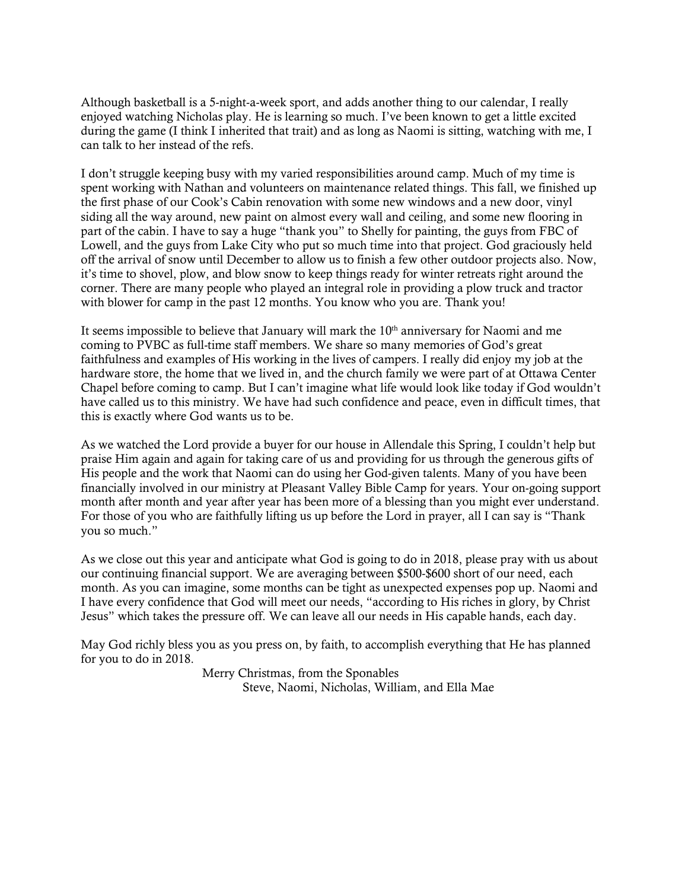Although basketball is a 5-night-a-week sport, and adds another thing to our calendar, I really enjoyed watching Nicholas play. He is learning so much. I've been known to get a little excited during the game (I think I inherited that trait) and as long as Naomi is sitting, watching with me, I can talk to her instead of the refs.

I don't struggle keeping busy with my varied responsibilities around camp. Much of my time is spent working with Nathan and volunteers on maintenance related things. This fall, we finished up the first phase of our Cook's Cabin renovation with some new windows and a new door, vinyl siding all the way around, new paint on almost every wall and ceiling, and some new flooring in part of the cabin. I have to say a huge "thank you" to Shelly for painting, the guys from FBC of Lowell, and the guys from Lake City who put so much time into that project. God graciously held off the arrival of snow until December to allow us to finish a few other outdoor projects also. Now, it's time to shovel, plow, and blow snow to keep things ready for winter retreats right around the corner. There are many people who played an integral role in providing a plow truck and tractor with blower for camp in the past 12 months. You know who you are. Thank you!

It seems impossible to believe that January will mark the 10th anniversary for Naomi and me coming to PVBC as full-time staff members. We share so many memories of God's great faithfulness and examples of His working in the lives of campers. I really did enjoy my job at the hardware store, the home that we lived in, and the church family we were part of at Ottawa Center Chapel before coming to camp. But I can't imagine what life would look like today if God wouldn't have called us to this ministry. We have had such confidence and peace, even in difficult times, that this is exactly where God wants us to be.

As we watched the Lord provide a buyer for our house in Allendale this Spring, I couldn't help but praise Him again and again for taking care of us and providing for us through the generous gifts of His people and the work that Naomi can do using her God-given talents. Many of you have been financially involved in our ministry at Pleasant Valley Bible Camp for years. Your on-going support month after month and year after year has been more of a blessing than you might ever understand. For those of you who are faithfully lifting us up before the Lord in prayer, all I can say is "Thank you so much."

As we close out this year and anticipate what God is going to do in 2018, please pray with us about our continuing financial support. We are averaging between $500-$600 short of our need, each month. As you can imagine, some months can be tight as unexpected expenses pop up. Naomi and I have every confidence that God will meet our needs, "according to His riches in glory, by Christ Jesus" which takes the pressure off. We can leave all our needs in His capable hands, each day.

May God richly bless you as you press on, by faith, to accomplish everything that He has planned for you to do in 2018.

Merry Christmas, from the Sponables

Steve, Naomi, Nicholas, William, and Ella Mae